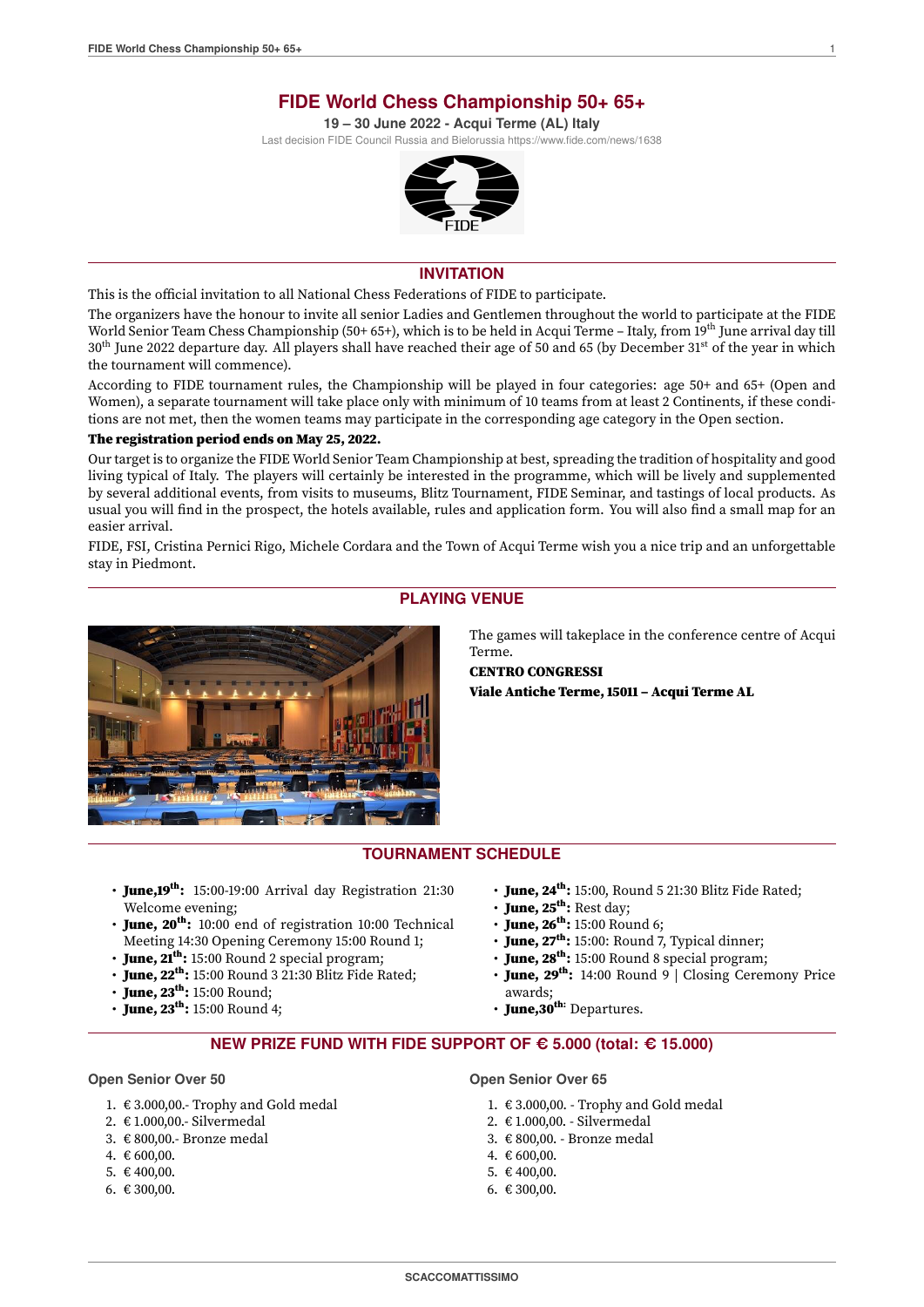# FIDE World Chess Championship 50+ 65+

**19 – 30 June 2022 - Acqui Terme (AL) Italy**

Last decision FIDE Council Russia and Bielorussia https://www.fide.com/news/1638

## INVITATION

This is the official invitation to all National Chess Federations of FIDE to participate.

The organizers have the honour to invite all senior Ladies and Gentlemen throughout the world to participate at the FIDE World Senior Team Chess Championship (50+ 65+), which is to be held in Acqui Terme – Italy, from 19th June arrival day till 30th June 2022 departure day. All players shall have reached their age of 50 and 65 (by December 31st of the year in which the tournament will commence).

According to FIDE tournament rules, the Championship will be played in four categories: age 50+ and 65+ (Open and Women), a separate tournament will take place only with minimum of 10 teams from at least 2 Continents, if these conditions are not met, then the women teams may participate in the corresponding age category in the Open section.

**The registration period ends on May 25, 2022.**

Our target is to organize the FIDE World Senior Team Championship at best, spreading the tradition of hospitality and good living typical of Italy. The players will certainly be interested in the programme, which will be lively and supplemented by several additional events, from visits to museums, Blitz Tournament, FIDE Seminar, and tastings of local products. As usual you will find in the prospect, the hotels available, rules and application form. You will also find a small map for an easier arrival.

FIDE, FSI, Cristina Pernici Rigo, Michele Cordara and the Town of Acqui Terme wish you a nice trip and an unforgettable stay in Piedmont.

## PLAYING VENUE

The games will takeplace in the conference centre of Acqui Terme.

**CENTRO CONGRESSI**

**Viale Antiche Terme, 15011 – Acqui Terme AL**

## TOURNAMENT SCHEDULE

- **June,19th:** 15:00-19:00 Arrival day Registration 21:30 Welcome evening;
- **June, 20th:** 10:00 end of registration 10:00 Technical Meeting 14:30 Opening Ceremony 15:00 Round 1;
- **June, 21th:** 15:00 Round 2 special program;
- **June, 22th:** 15:00 Round 3 21:30 Blitz Fide Rated;
- **June, 23th:** 15:00 Round;
- **June, 23th:** 15:00 Round 4;
- **June, 24th:** 15:00, Round 5 21:30 Blitz Fide Rated;
- **June, 25th:** Rest day;
- **June, 26th:** 15:00 Round 6;
- **June, 27th:** 15:00: Round 7, Typical dinner;
- **June, 28th:** 15:00 Round 8 special program;
- **June, 29th:** 14:00 Round 9 | Closing Ceremony Price awards;
- **June,30th:** Departures.

## NEW PRIZE FUND WITH FIDE SUPPORT OF € 5.000 (total: € 15.000)

### Open Senior Over 50

1. € 3.000,00.- Trophy and Gold medal
2. € 1.000,00.- Silvermedal
3. € 800,00.- Bronze medal
4. € 600,00.
5. € 400,00.
6. € 300,00.

### Open Senior Over 65

1. € 3.000,00. - Trophy and Gold medal
2. € 1.000,00. - Silvermedal
3. € 800,00. - Bronze medal
4. € 600,00.
5. € 400,00.
6. € 300,00.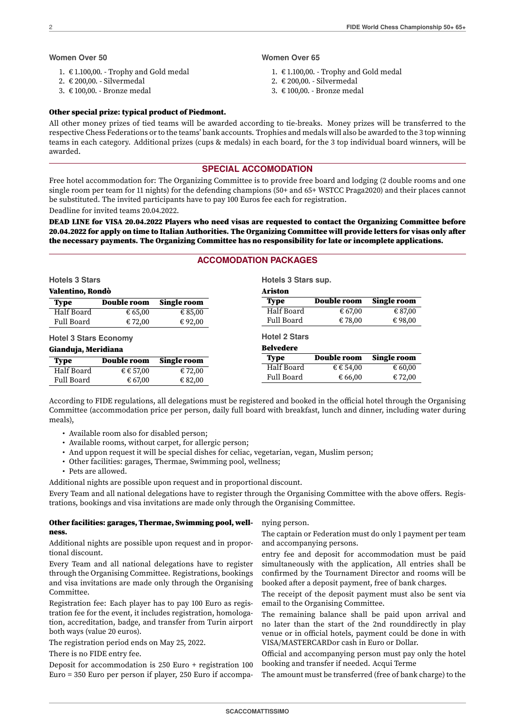### Women Over 50

1. € 1.100,00. - Trophy and Gold medal
2. € 200,00. - Silvermedal
3. € 100,00. - Bronze medal

### Women Over 65

1. € 1.100,00. - Trophy and Gold medal
2. € 200,00. - Silvermedal
3. € 100,00. - Bronze medal

**Other special prize: typical product of Piedmont.**

All other money prizes of tied teams will be awarded according to tie-breaks. Money prizes will be transferred to the respective Chess Federations or to the teams' bank accounts. Trophies and medals will also be awarded to the 3 top winning teams in each category. Additional prizes (cups & medals) in each board, for the 3 top individual board winners, will be awarded.

## SPECIAL ACCOMODATION

Free hotel accommodation for: The Organizing Committee is to provide free board and lodging (2 double rooms and one single room per team for 11 nights) for the defending champions (50+ and 65+ WSTCC Praga2020) and their places cannot be substituted. The invited participants have to pay 100 Euros fee each for registration.

Deadline for invited teams 20.04.2022.

**DEAD LINE for VISA 20.04.2022 Players who need visas are requested to contact the Organizing Committee before 20.04.2022 for apply on time to Italian Authorities. The Organizing Committee will provide letters for visas only after the necessary payments. The Organizing Committee has no responsibility for late or incomplete applications.**

## ACCOMODATION PACKAGES

### Hotels 3 Stars

**Valentino, Rondò**

| Type | Double room | Single room |
|---|---|---|
| Half Board | € 65,00 | € 85,00 |
| Full Board | € 72,00 | € 92,00 |

### Hotel 3 Stars Economy

**Gianduja, Meridiana**

| Type | Double room | Single room |
|---|---|---|
| Half Board | € € 57,00 | € 72,00 |
| Full Board | € 67,00 | € 82,00 |

### Hotels 3 Stars sup.

**Ariston**

| Type | Double room | Single room |
|---|---|---|
| Half Board | € 67,00 | € 87,00 |
| Full Board | € 78,00 | € 98,00 |

### Hotel 2 Stars

**Belvedere**

| Type | Double room | Single room |
|---|---|---|
| Half Board | € € 54,00 | € 60,00 |
| Full Board | € 66,00 | € 72,00 |

According to FIDE regulations, all delegations must be registered and booked in the official hotel through the Organising Committee (accommodation price per person, daily full board with breakfast, lunch and dinner, including water during meals),

- Available room also for disabled person;
- Available rooms, without carpet, for allergic person;
- And uppon request it will be special dishes for celiac, vegetarian, vegan, Muslim person;
- Other facilities: garages, Thermae, Swimming pool, wellness;
- Pets are allowed.

Additional nights are possible upon request and in proportional discount.

Every Team and all national delegations have to register through the Organising Committee with the above offers. Registrations, bookings and visa invitations are made only through the Organising Committee.

**Other facilities: garages, Thermae, Swimming pool, wellness.**

Additional nights are possible upon request and in proportional discount.

Every Team and all national delegations have to register through the Organising Committee. Registrations, bookings and visa invitations are made only through the Organising Committee.

Registration fee: Each player has to pay 100 Euro as registration fee for the event, it includes registration, homologation, accreditation, badge, and transfer from Turin airport both ways (value 20 euros).

The registration period ends on May 25, 2022.

There is no FIDE entry fee.

Deposit for accommodation is 250 Euro + registration 100 Euro = 350 Euro per person if player, 250 Euro if accompanying person.

The captain or Federation must do only 1 payment per team and accompanying persons.

entry fee and deposit for accommodation must be paid simultaneously with the application, All entries shall be confirmed by the Tournament Director and rooms will be booked after a deposit payment, free of bank charges.

The receipt of the deposit payment must also be sent via email to the Organising Committee.

The remaining balance shall be paid upon arrival and no later than the start of the 2nd rounddirectly in play venue or in official hotels, payment could be done in with VISA/MASTERCARDor cash in Euro or Dollar.

Official and accompanying person must pay only the hotel booking and transfer if needed. Acqui Terme

The amount must be transferred (free of bank charge) to the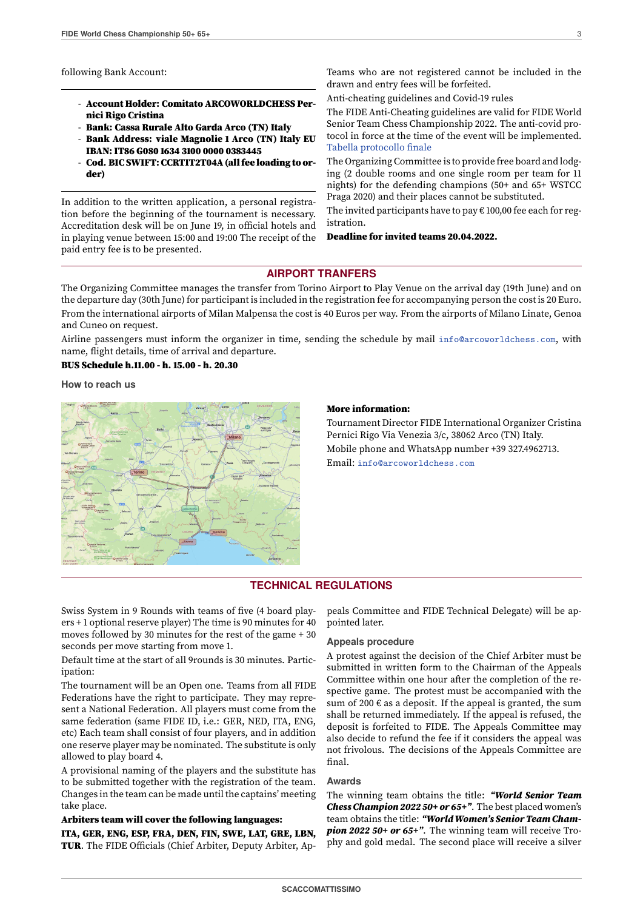following Bank Account:

- **Account Holder: Comitato ARCOWORLDCHESS Pernici Rigo Cristina**
- **Bank: Cassa Rurale Alto Garda Arco (TN) Italy**
- **Bank Address: viale Magnolie 1 Arco (TN) Italy EU IBAN: IT86 G080 1634 3100 0000 0383445**
- **Cod. BIC SWIFT: CCRTIT2T04A (all fee loading to order)**

In addition to the written application, a personal registration before the beginning of the tournament is necessary. Accreditation desk will be on June 19, in official hotels and in playing venue between 15:00 and 19:00 The receipt of the paid entry fee is to be presented.

Teams who are not registered cannot be included in the drawn and entry fees will be forfeited.

Anti-cheating guidelines and Covid-19 rules

The FIDE Anti-Cheating guidelines are valid for FIDE World Senior Team Chess Championship 2022. The anti-covid protocol in force at the time of the event will be implemented. Tabella protocollo finale

The Organizing Committee is to provide free board and lodging (2 double rooms and one single room per team for 11 nights) for the defending champions (50+ and 65+ WSTCC Praga 2020) and their places cannot be substituted.

The invited participants have to pay € 100,00 fee each for registration.

**Deadline for invited teams 20.04.2022.**

## AIRPORT TRANFERS

The Organizing Committee manages the transfer from Torino Airport to Play Venue on the arrival day (19th June) and on the departure day (30th June) for participant is included in the registration fee for accompanying person the cost is 20 Euro.

From the international airports of Milan Malpensa the cost is 40 Euros per way. From the airports of Milano Linate, Genoa and Cuneo on request.

Airline passengers must inform the organizer in time, sending the schedule by mail info@arcoworldchess.com, with name, flight details, time of arrival and departure.

**BUS Schedule h.11.00 - h. 15.00 - h. 20.30**

### How to reach us

**More information:**

Tournament Director FIDE International Organizer Cristina Pernici Rigo Via Venezia 3/c, 38062 Arco (TN) Italy.

Mobile phone and WhatsApp number +39 327.4962713.

Email: info@arcoworldchess.com

## TECHNICAL REGULATIONS

Swiss System in 9 Rounds with teams of five (4 board players + 1 optional reserve player) The time is 90 minutes for 40 moves followed by 30 minutes for the rest of the game + 30 seconds per move starting from move 1.

Default time at the start of all 9rounds is 30 minutes. Participation:

The tournament will be an Open one. Teams from all FIDE Federations have the right to participate. They may represent a National Federation. All players must come from the same federation (same FIDE ID, i.e.: GER, NED, ITA, ENG, etc) Each team shall consist of four players, and in addition one reserve player may be nominated. The substitute is only allowed to play board 4.

A provisional naming of the players and the substitute has to be submitted together with the registration of the team. Changes in the team can be made until the captains' meeting take place.

**Arbiters team will cover the following languages:**

**ITA, GER, ENG, ESP, FRA, DEN, FIN, SWE, LAT, GRE, LBN, TUR**. The FIDE Officials (Chief Arbiter, Deputy Arbiter, Appeals Committee and FIDE Technical Delegate) will be appointed later.

### Appeals procedure

A protest against the decision of the Chief Arbiter must be submitted in written form to the Chairman of the Appeals Committee within one hour after the completion of the respective game. The protest must be accompanied with the sum of 200 € as a deposit. If the appeal is granted, the sum shall be returned immediately. If the appeal is refused, the deposit is forfeited to FIDE. The Appeals Committee may also decide to refund the fee if it considers the appeal was not frivolous. The decisions of the Appeals Committee are final.

### Awards

The winning team obtains the title: ***"World Senior Team Chess Champion 2022 50+ or 65+"***. The best placed women's team obtains the title: ***"World Women's Senior Team Champion 2022 50+ or 65+"***. The winning team will receive Trophy and gold medal. The second place will receive a silver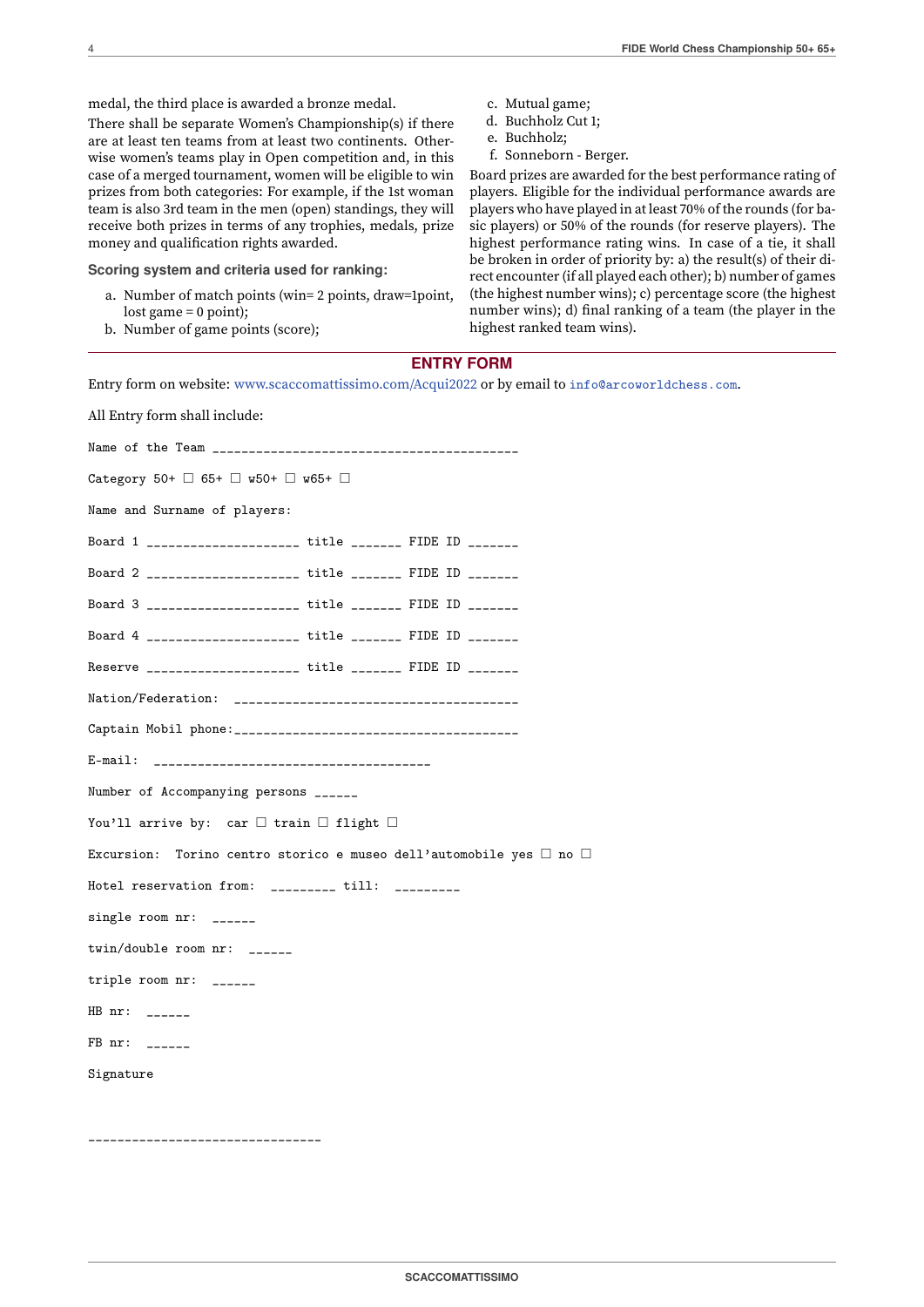medal, the third place is awarded a bronze medal.

There shall be separate Women's Championship(s) if there are at least ten teams from at least two continents. Otherwise women's teams play in Open competition and, in this case of a merged tournament, women will be eligible to win prizes from both categories: For example, if the 1st woman team is also 3rd team in the men (open) standings, they will receive both prizes in terms of any trophies, medals, prize money and qualification rights awarded.

### Scoring system and criteria used for ranking:

a. Number of match points (win= 2 points, draw=1point, lost game = 0 point);
b. Number of game points (score);
c. Mutual game;
d. Buchholz Cut 1;
e. Buchholz;
f. Sonneborn - Berger.

Board prizes are awarded for the best performance rating of players. Eligible for the individual performance awards are players who have played in at least 70% of the rounds (for basic players) or 50% of the rounds (for reserve players). The highest performance rating wins. In case of a tie, it shall be broken in order of priority by: a) the result(s) of their direct encounter (if all played each other); b) number of games (the highest number wins); c) percentage score (the highest number wins); d) final ranking of a team (the player in the highest ranked team wins).

## ENTRY FORM

Entry form on website: www.scaccomattissimo.com/Acqui2022 or by email to info@arcoworldchess.com.

All Entry form shall include:

```
Name of the Team ________________________________________

Category 50+ ☐ 65+ ☐ w50+ ☐ w65+ ☐

Name and Surname of players:

Board 1 ____________________ title ______ FIDE ID ______

Board 2 ____________________ title ______ FIDE ID ______

Board 3 ____________________ title ______ FIDE ID ______

Board 4 ____________________ title ______ FIDE ID ______

Reserve ____________________ title ______ FIDE ID ______

Nation/Federation: _____________________________________

Captain Mobil phone:_____________________________________

E-mail: _____________________________________

Number of Accompanying persons ______

You'll arrive by: car ☐ train ☐ flight ☐

Excursion: Torino centro storico e museo dell'automobile yes ☐ no ☐

Hotel reservation from: _________ till: _________

single room nr: ______

twin/double room nr: ______

triple room nr: ______

HB nr: ______

FB nr: ______

Signature


________________________________
```